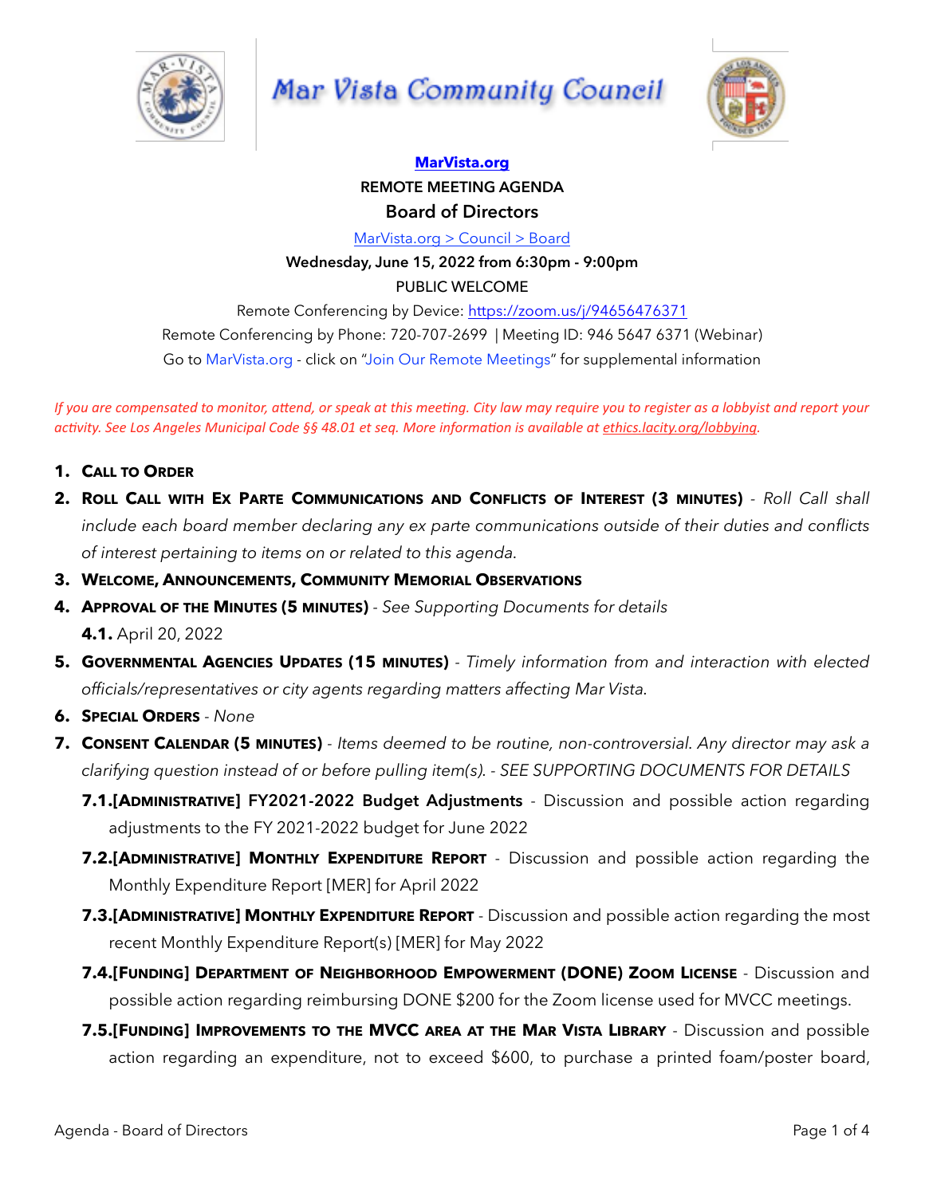# Mar Vista Community Council

**[MarVista.org](https://MarVista.org)**

**REMOTE MEETING AGENDA**

## Board of Directors

MarVista.org > Council > Board

**Wednesday, June 15, 2022 from 6:30pm - 9:00pm**

PUBLIC WELCOME

Remote Conferencing by Device: https://zoom.us/j/94656476371

Remote Conferencing by Phone: 720-707-2699 | Meeting ID: 946 5647 6371 (Webinar)

Go to MarVista.org - click on "Join Our Remote Meetings" for supplemental information

*If you are compensated to monitor, attend, or speak at this meeting. City law may require you to register as a lobbyist and report your activity. See Los Angeles Municipal Code §§ 48.01 et seq. More information is available at ethics.lacity.org/lobbying.*

1. **Call to Order**
2. **Roll Call with Ex Parte Communications and Conflicts of Interest (3 minutes)** - *Roll Call shall include each board member declaring any ex parte communications outside of their duties and conflicts of interest pertaining to items on or related to this agenda.*
3. **Welcome, Announcements, Community Memorial Observations**
4. **Approval of the Minutes (5 minutes)** - *See Supporting Documents for details*
   - **4.1.** April 20, 2022
5. **Governmental Agencies Updates (15 minutes)** - *Timely information from and interaction with elected officials/representatives or city agents regarding matters affecting Mar Vista.*
6. **Special Orders** - *None*
7. **Consent Calendar (5 minutes)** - *Items deemed to be routine, non-controversial. Any director may ask a clarifying question instead of or before pulling item(s). - SEE SUPPORTING DOCUMENTS FOR DETAILS*
   - **7.1.[Administrative] FY2021-2022 Budget Adjustments** - Discussion and possible action regarding adjustments to the FY 2021-2022 budget for June 2022
   - **7.2.[Administrative] Monthly Expenditure Report** - Discussion and possible action regarding the Monthly Expenditure Report [MER] for April 2022
   - **7.3.[Administrative] Monthly Expenditure Report** - Discussion and possible action regarding the most recent Monthly Expenditure Report(s) [MER] for May 2022
   - **7.4.[Funding] Department of Neighborhood Empowerment (DONE) Zoom License** - Discussion and possible action regarding reimbursing DONE $200 for the Zoom license used for MVCC meetings.
   - **7.5.[Funding] Improvements to the MVCC area at the Mar Vista Library** - Discussion and possible action regarding an expenditure, not to exceed $600, to purchase a printed foam/poster board,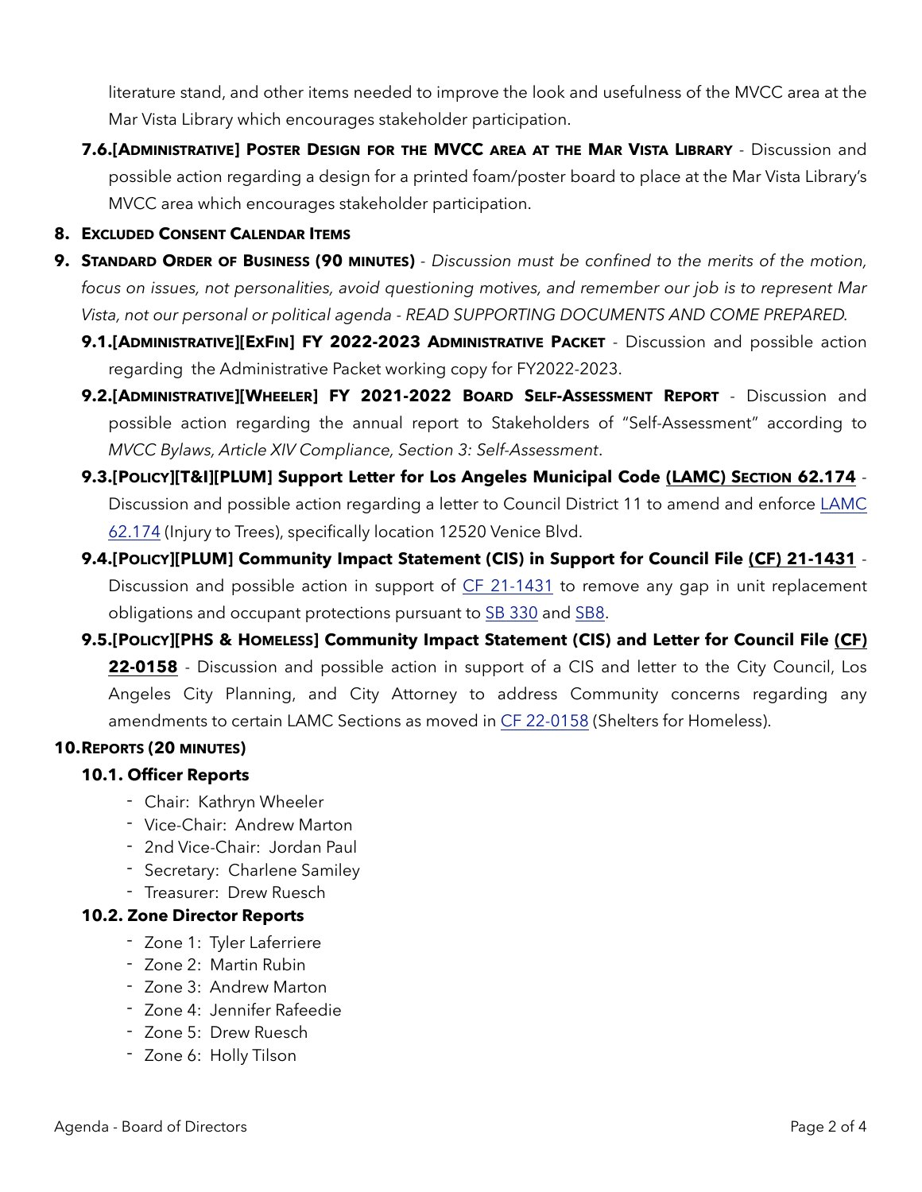literature stand, and other items needed to improve the look and usefulness of the MVCC area at the Mar Vista Library which encourages stakeholder participation.

**7.6.[ADMINISTRATIVE] POSTER DESIGN FOR THE MVCC AREA AT THE MAR VISTA LIBRARY** - Discussion and possible action regarding a design for a printed foam/poster board to place at the Mar Vista Library's MVCC area which encourages stakeholder participation.

**8. EXCLUDED CONSENT CALENDAR ITEMS**

**9. STANDARD ORDER OF BUSINESS (90 MINUTES)** - *Discussion must be confined to the merits of the motion, focus on issues, not personalities, avoid questioning motives, and remember our job is to represent Mar Vista, not our personal or political agenda - READ SUPPORTING DOCUMENTS AND COME PREPARED.*

**9.1.[ADMINISTRATIVE][EXFIN] FY 2022-2023 ADMINISTRATIVE PACKET** - Discussion and possible action regarding the Administrative Packet working copy for FY2022-2023.

**9.2.[ADMINISTRATIVE][WHEELER] FY 2021-2022 BOARD SELF-ASSESSMENT REPORT** - Discussion and possible action regarding the annual report to Stakeholders of "Self-Assessment" according to *MVCC Bylaws, Article XIV Compliance, Section 3: Self-Assessment*.

**9.3.[POLICY][T&I][PLUM] Support Letter for Los Angeles Municipal Code (LAMC) SECTION 62.174** - Discussion and possible action regarding a letter to Council District 11 to amend and enforce LAMC 62.174 (Injury to Trees), specifically location 12520 Venice Blvd.

**9.4.[POLICY][PLUM] Community Impact Statement (CIS) in Support for Council File (CF) 21-1431** - Discussion and possible action in support of CF 21-1431 to remove any gap in unit replacement obligations and occupant protections pursuant to SB 330 and SB8.

**9.5.[POLICY][PHS & HOMELESS] Community Impact Statement (CIS) and Letter for Council File (CF) 22-0158** - Discussion and possible action in support of a CIS and letter to the City Council, Los Angeles City Planning, and City Attorney to address Community concerns regarding any amendments to certain LAMC Sections as moved in CF 22-0158 (Shelters for Homeless).

**10. REPORTS (20 MINUTES)**

**10.1. Officer Reports**

- Chair: Kathryn Wheeler
- Vice-Chair: Andrew Marton
- 2nd Vice-Chair: Jordan Paul
- Secretary: Charlene Samiley
- Treasurer: Drew Ruesch

**10.2. Zone Director Reports**

- Zone 1: Tyler Laferriere
- Zone 2: Martin Rubin
- Zone 3: Andrew Marton
- Zone 4: Jennifer Rafeedie
- Zone 5: Drew Ruesch
- Zone 6: Holly Tilson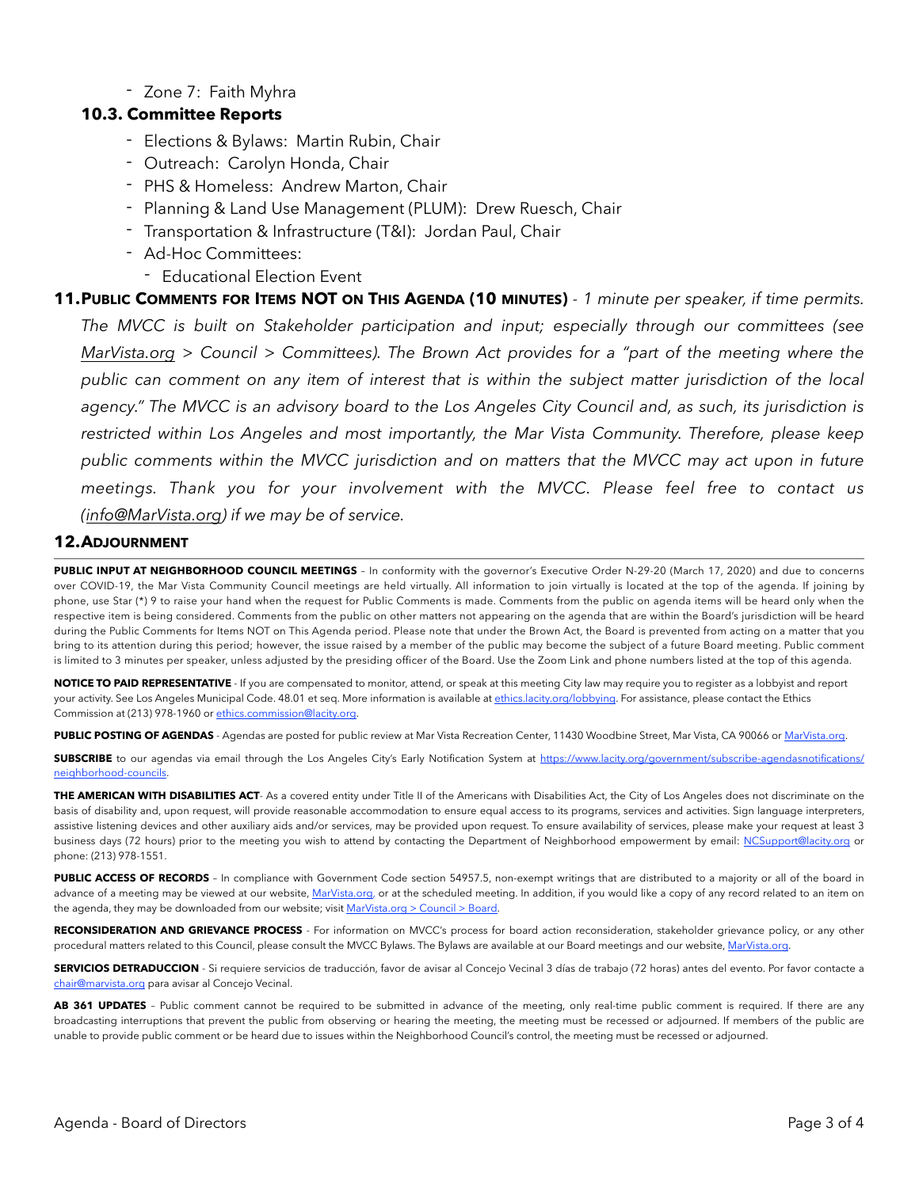- Zone 7: Faith Myhra

### 10.3. Committee Reports

- Elections & Bylaws: Martin Rubin, Chair
- Outreach: Carolyn Honda, Chair
- PHS & Homeless: Andrew Marton, Chair
- Planning & Land Use Management (PLUM): Drew Ruesch, Chair
- Transportation & Infrastructure (T&I): Jordan Paul, Chair
- Ad-Hoc Committees:
  - Educational Election Event

## 11. PUBLIC COMMENTS FOR ITEMS NOT ON THIS AGENDA (10 MINUTES)

*- 1 minute per speaker, if time permits. The MVCC is built on Stakeholder participation and input; especially through our committees (see MarVista.org > Council > Committees). The Brown Act provides for a "part of the meeting where the public can comment on any item of interest that is within the subject matter jurisdiction of the local agency." The MVCC is an advisory board to the Los Angeles City Council and, as such, its jurisdiction is restricted within Los Angeles and most importantly, the Mar Vista Community. Therefore, please keep public comments within the MVCC jurisdiction and on matters that the MVCC may act upon in future meetings. Thank you for your involvement with the MVCC. Please feel free to contact us (info@MarVista.org) if we may be of service.*

## 12. ADJOURNMENT

---

**PUBLIC INPUT AT NEIGHBORHOOD COUNCIL MEETINGS** – In conformity with the governor's Executive Order N-29-20 (March 17, 2020) and due to concerns over COVID-19, the Mar Vista Community Council meetings are held virtually. All information to join virtually is located at the top of the agenda. If joining by phone, use Star (*) 9 to raise your hand when the request for Public Comments is made. Comments from the public on agenda items will be heard only when the respective item is being considered. Comments from the public on other matters not appearing on the agenda that are within the Board's jurisdiction will be heard during the Public Comments for Items NOT on This Agenda period. Please note that under the Brown Act, the Board is prevented from acting on a matter that you bring to its attention during this period; however, the issue raised by a member of the public may become the subject of a future Board meeting. Public comment is limited to 3 minutes per speaker, unless adjusted by the presiding officer of the Board. Use the Zoom Link and phone numbers listed at the top of this agenda.

**NOTICE TO PAID REPRESENTATIVE** - If you are compensated to monitor, attend, or speak at this meeting City law may require you to register as a lobbyist and report your activity. See Los Angeles Municipal Code. 48.01 et seq. More information is available at ethics.lacity.org/lobbying. For assistance, please contact the Ethics Commission at (213) 978-1960 or ethics.commission@lacity.org.

**PUBLIC POSTING OF AGENDAS** - Agendas are posted for public review at Mar Vista Recreation Center, 11430 Woodbine Street, Mar Vista, CA 90066 or MarVista.org.

**SUBSCRIBE** to our agendas via email through the Los Angeles City's Early Notification System at https://www.lacity.org/government/subscribe-agendasnotifications/neighborhood-councils.

**THE AMERICAN WITH DISABILITIES ACT**- As a covered entity under Title II of the Americans with Disabilities Act, the City of Los Angeles does not discriminate on the basis of disability and, upon request, will provide reasonable accommodation to ensure equal access to its programs, services and activities. Sign language interpreters, assistive listening devices and other auxiliary aids and/or services, may be provided upon request. To ensure availability of services, please make your request at least 3 business days (72 hours) prior to the meeting you wish to attend by contacting the Department of Neighborhood empowerment by email: NCSupport@lacity.org or phone: (213) 978-1551.

**PUBLIC ACCESS OF RECORDS** – In compliance with Government Code section 54957.5, non-exempt writings that are distributed to a majority or all of the board in advance of a meeting may be viewed at our website, MarVista.org, or at the scheduled meeting. In addition, if you would like a copy of any record related to an item on the agenda, they may be downloaded from our website; visit MarVista.org > Council > Board.

**RECONSIDERATION AND GRIEVANCE PROCESS** - For information on MVCC's process for board action reconsideration, stakeholder grievance policy, or any other procedural matters related to this Council, please consult the MVCC Bylaws. The Bylaws are available at our Board meetings and our website, MarVista.org.

**SERVICIOS DETRADUCCION** - Si requiere servicios de traducción, favor de avisar al Concejo Vecinal 3 días de trabajo (72 horas) antes del evento. Por favor contacte a chair@marvista.org para avisar al Concejo Vecinal.

**AB 361 UPDATES** – Public comment cannot be required to be submitted in advance of the meeting, only real-time public comment is required. If there are any broadcasting interruptions that prevent the public from observing or hearing the meeting, the meeting must be recessed or adjourned. If members of the public are unable to provide public comment or be heard due to issues within the Neighborhood Council's control, the meeting must be recessed or adjourned.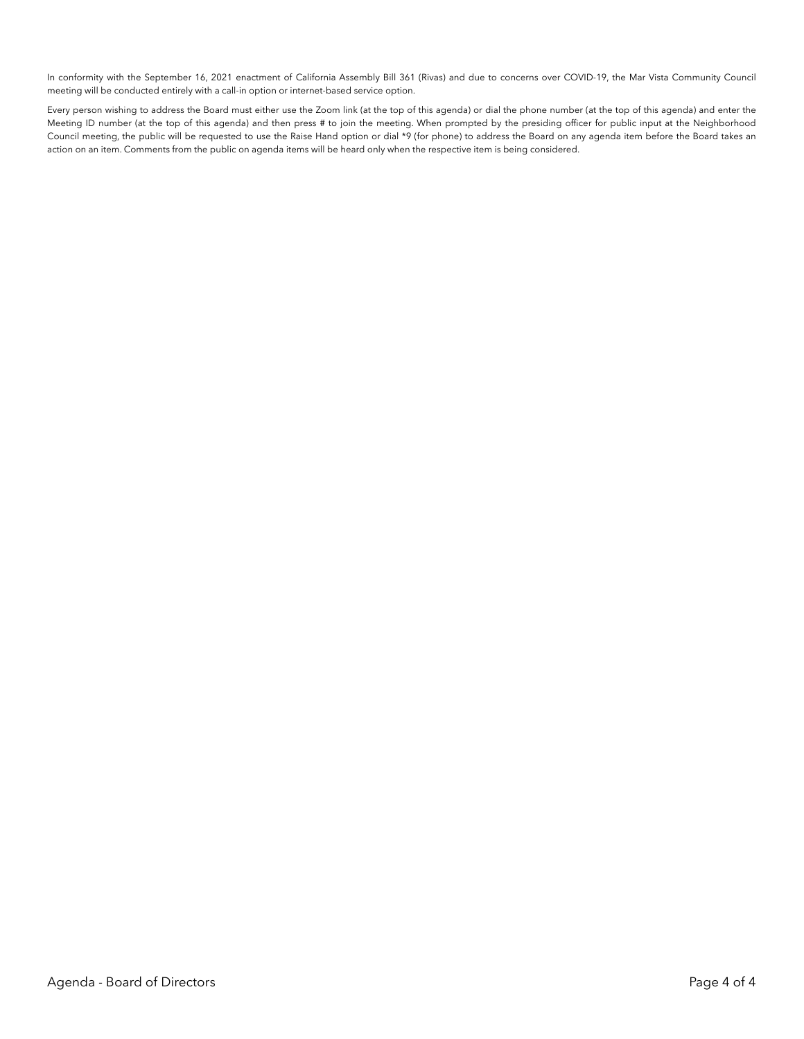In conformity with the September 16, 2021 enactment of California Assembly Bill 361 (Rivas) and due to concerns over COVID-19, the Mar Vista Community Council meeting will be conducted entirely with a call-in option or internet-based service option.

Every person wishing to address the Board must either use the Zoom link (at the top of this agenda) or dial the phone number (at the top of this agenda) and enter the Meeting ID number (at the top of this agenda) and then press # to join the meeting. When prompted by the presiding officer for public input at the Neighborhood Council meeting, the public will be requested to use the Raise Hand option or dial *9 (for phone) to address the Board on any agenda item before the Board takes an action on an item. Comments from the public on agenda items will be heard only when the respective item is being considered.